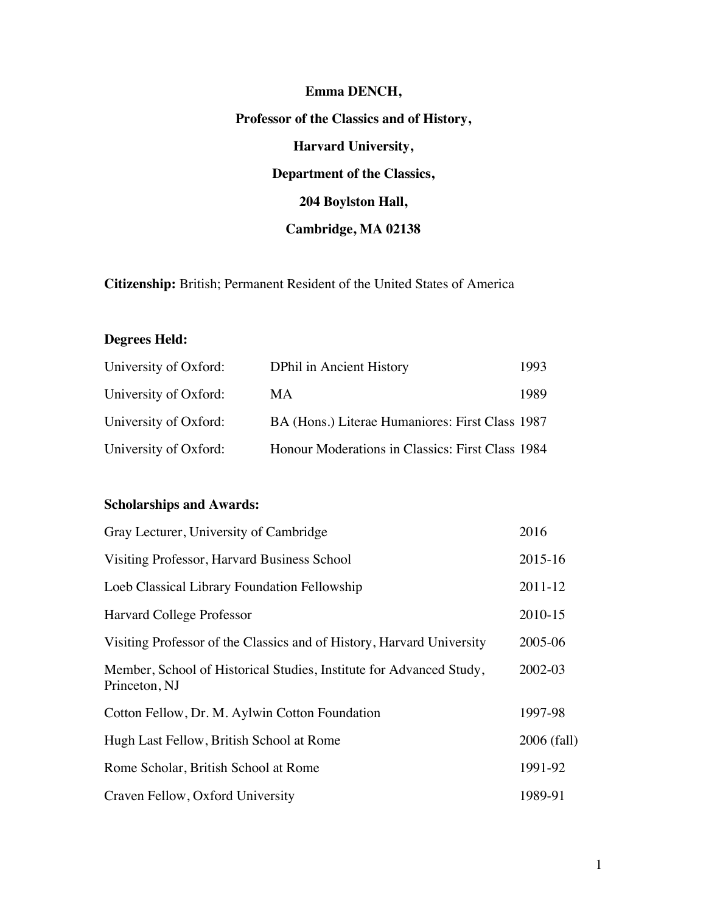**Emma DENCH,**

**Professor of the Classics and of History,**

**Harvard University,**

**Department of the Classics,**

**204 Boylston Hall,**

**Cambridge, MA 02138**

**Citizenship:** British; Permanent Resident of the United States of America

**Degrees Held:**

| | | |
|---|---|---|
| University of Oxford: | DPhil in Ancient History | 1993 |
| University of Oxford: | MA | 1989 |
| University of Oxford: | BA (Hons.) Literae Humaniores: First Class | 1987 |
| University of Oxford: | Honour Moderations in Classics: First Class | 1984 |

**Scholarships and Awards:**

| | |
|---|---|
| Gray Lecturer, University of Cambridge | 2016 |
| Visiting Professor, Harvard Business School | 2015-16 |
| Loeb Classical Library Foundation Fellowship | 2011-12 |
| Harvard College Professor | 2010-15 |
| Visiting Professor of the Classics and of History, Harvard University | 2005-06 |
| Member, School of Historical Studies, Institute for Advanced Study, Princeton, NJ | 2002-03 |
| Cotton Fellow, Dr. M. Aylwin Cotton Foundation | 1997-98 |
| Hugh Last Fellow, British School at Rome | 2006 (fall) |
| Rome Scholar, British School at Rome | 1991-92 |
| Craven Fellow, Oxford University | 1989-91 |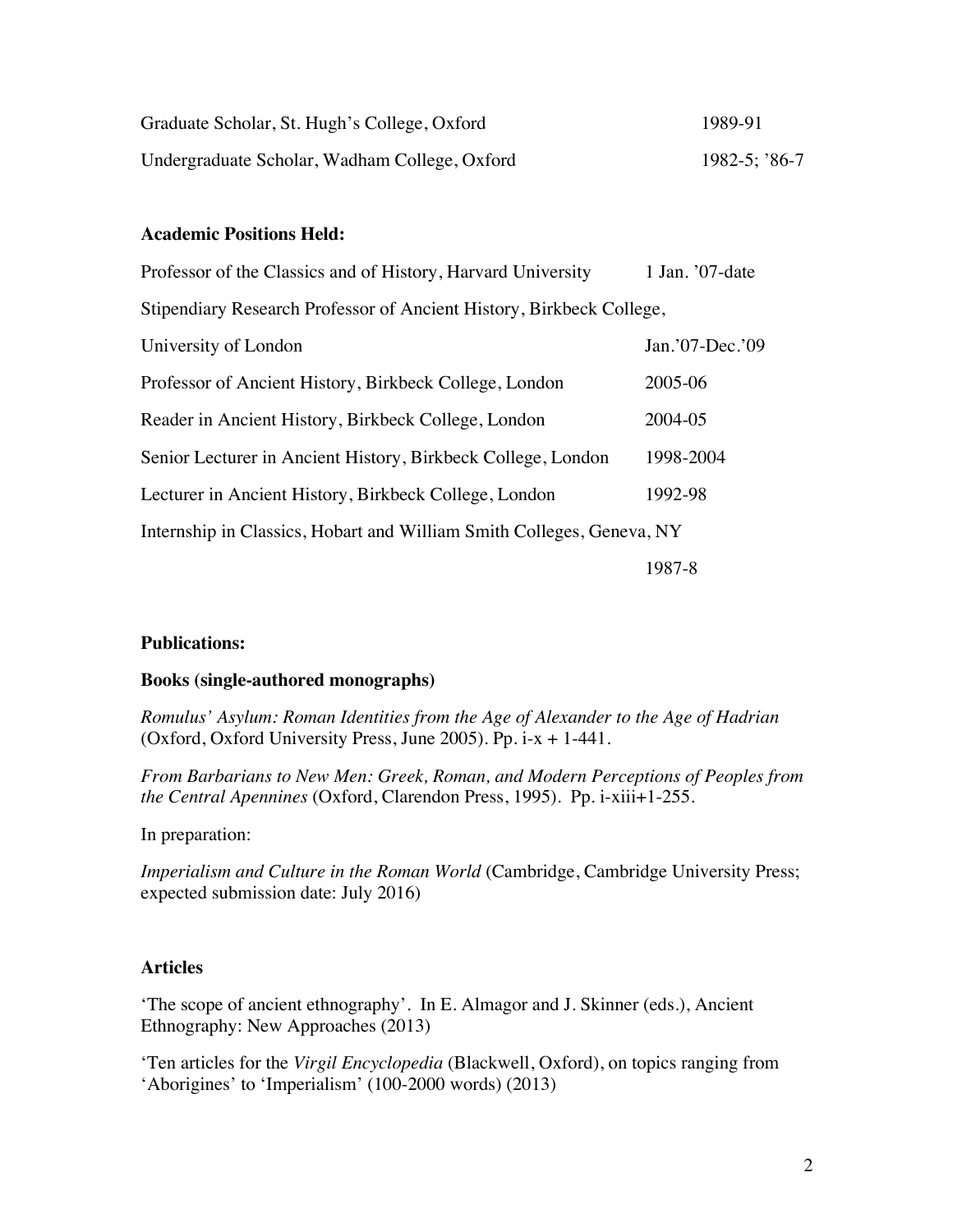Graduate Scholar, St. Hugh's College, Oxford 1989-91

Undergraduate Scholar, Wadham College, Oxford 1982-5; '86-7

**Academic Positions Held:**

Professor of the Classics and of History, Harvard University 1 Jan. '07-date

Stipendiary Research Professor of Ancient History, Birkbeck College, University of London Jan.'07-Dec.'09

Professor of Ancient History, Birkbeck College, London 2005-06

Reader in Ancient History, Birkbeck College, London 2004-05

Senior Lecturer in Ancient History, Birkbeck College, London 1998-2004

Lecturer in Ancient History, Birkbeck College, London 1992-98

Internship in Classics, Hobart and William Smith Colleges, Geneva, NY 1987-8

**Publications:**

**Books (single-authored monographs)**

*Romulus' Asylum: Roman Identities from the Age of Alexander to the Age of Hadrian* (Oxford, Oxford University Press, June 2005). Pp. i-x + 1-441.

*From Barbarians to New Men: Greek, Roman, and Modern Perceptions of Peoples from the Central Apennines* (Oxford, Clarendon Press, 1995). Pp. i-xiii+1-255.

In preparation:

*Imperialism and Culture in the Roman World* (Cambridge, Cambridge University Press; expected submission date: July 2016)

**Articles**

'The scope of ancient ethnography'. In E. Almagor and J. Skinner (eds.), Ancient Ethnography: New Approaches (2013)

'Ten articles for the *Virgil Encyclopedia* (Blackwell, Oxford), on topics ranging from 'Aborigines' to 'Imperialism' (100-2000 words) (2013)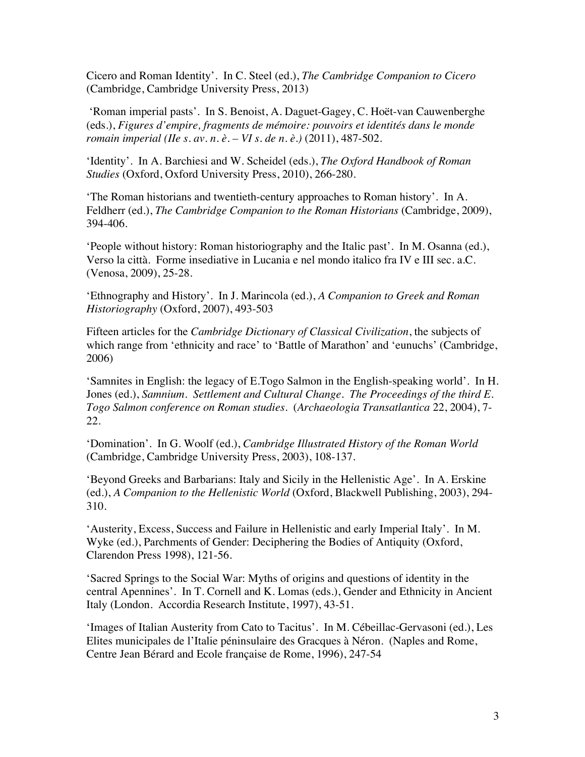Cicero and Roman Identity'. In C. Steel (ed.), *The Cambridge Companion to Cicero* (Cambridge, Cambridge University Press, 2013)

'Roman imperial pasts'. In S. Benoist, A. Daguet-Gagey, C. Hoët-van Cauwenberghe (eds.), *Figures d'empire, fragments de mémoire: pouvoirs et identités dans le monde romain imperial (IIe s. av. n. è. – VI s. de n. è.)* (2011), 487-502.

'Identity'. In A. Barchiesi and W. Scheidel (eds.), *The Oxford Handbook of Roman Studies* (Oxford, Oxford University Press, 2010), 266-280.

'The Roman historians and twentieth-century approaches to Roman history'. In A. Feldherr (ed.), *The Cambridge Companion to the Roman Historians* (Cambridge, 2009), 394-406.

'People without history: Roman historiography and the Italic past'. In M. Osanna (ed.), Verso la città. Forme insediative in Lucania e nel mondo italico fra IV e III sec. a.C. (Venosa, 2009), 25-28.

'Ethnography and History'. In J. Marincola (ed.), *A Companion to Greek and Roman Historiography* (Oxford, 2007), 493-503

Fifteen articles for the *Cambridge Dictionary of Classical Civilization*, the subjects of which range from 'ethnicity and race' to 'Battle of Marathon' and 'eunuchs' (Cambridge, 2006)

'Samnites in English: the legacy of E.Togo Salmon in the English-speaking world'. In H. Jones (ed.), *Samnium. Settlement and Cultural Change. The Proceedings of the third E. Togo Salmon conference on Roman studies.* (*Archaeologia Transatlantica* 22, 2004), 7-22.

'Domination'. In G. Woolf (ed.), *Cambridge Illustrated History of the Roman World* (Cambridge, Cambridge University Press, 2003), 108-137.

'Beyond Greeks and Barbarians: Italy and Sicily in the Hellenistic Age'. In A. Erskine (ed.), *A Companion to the Hellenistic World* (Oxford, Blackwell Publishing, 2003), 294-310.

'Austerity, Excess, Success and Failure in Hellenistic and early Imperial Italy'. In M. Wyke (ed.), Parchments of Gender: Deciphering the Bodies of Antiquity (Oxford, Clarendon Press 1998), 121-56.

'Sacred Springs to the Social War: Myths of origins and questions of identity in the central Apennines'. In T. Cornell and K. Lomas (eds.), Gender and Ethnicity in Ancient Italy (London. Accordia Research Institute, 1997), 43-51.

'Images of Italian Austerity from Cato to Tacitus'. In M. Cébeillac-Gervasoni (ed.), Les Elites municipales de l'Italie péninsulaire des Gracques à Néron. (Naples and Rome, Centre Jean Bérard and Ecole française de Rome, 1996), 247-54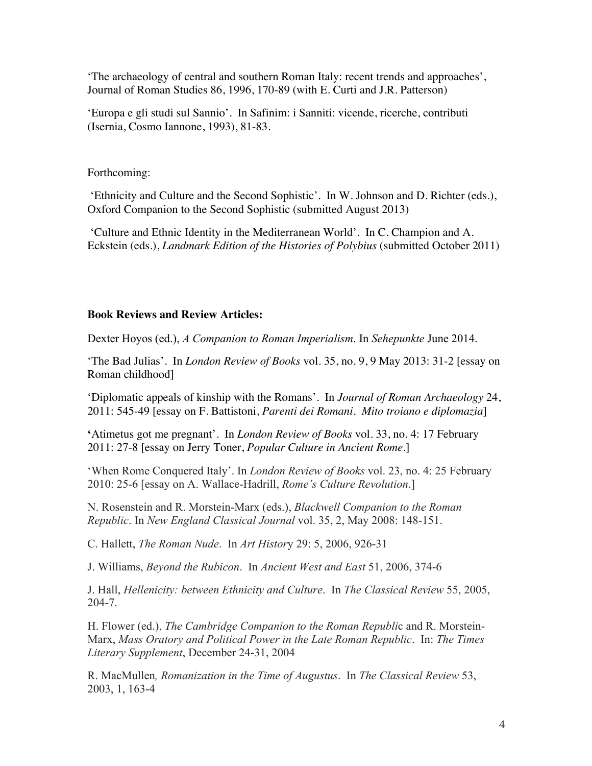'The archaeology of central and southern Roman Italy: recent trends and approaches', Journal of Roman Studies 86, 1996, 170-89 (with E. Curti and J.R. Patterson)

'Europa e gli studi sul Sannio'. In Safinim: i Sanniti: vicende, ricerche, contributi (Isernia, Cosmo Iannone, 1993), 81-83.

Forthcoming:

'Ethnicity and Culture and the Second Sophistic'. In W. Johnson and D. Richter (eds.), Oxford Companion to the Second Sophistic (submitted August 2013)

'Culture and Ethnic Identity in the Mediterranean World'. In C. Champion and A. Eckstein (eds.), *Landmark Edition of the Histories of Polybius* (submitted October 2011)

**Book Reviews and Review Articles:**

Dexter Hoyos (ed.), *A Companion to Roman Imperialism*. In *Sehepunkte* June 2014.

'The Bad Julias'. In *London Review of Books* vol. 35, no. 9, 9 May 2013: 31-2 [essay on Roman childhood]

'Diplomatic appeals of kinship with the Romans'. In *Journal of Roman Archaeology* 24, 2011: 545-49 [essay on F. Battistoni, *Parenti dei Romani. Mito troiano e diplomazia*]

'Atimetus got me pregnant'. In *London Review of Books* vol. 33, no. 4: 17 February 2011: 27-8 [essay on Jerry Toner, *Popular Culture in Ancient Rome*.]

'When Rome Conquered Italy'. In *London Review of Books* vol. 23, no. 4: 25 February 2010: 25-6 [essay on A. Wallace-Hadrill, *Rome's Culture Revolution*.]

N. Rosenstein and R. Morstein-Marx (eds.), *Blackwell Companion to the Roman Republic*. In *New England Classical Journal* vol. 35, 2, May 2008: 148-151.

C. Hallett, *The Roman Nude*. In *Art History* 29: 5, 2006, 926-31

J. Williams, *Beyond the Rubicon*. In *Ancient West and East* 51, 2006, 374-6

J. Hall, *Hellenicity: between Ethnicity and Culture*. In *The Classical Review* 55, 2005, 204-7.

H. Flower (ed.), *The Cambridge Companion to the Roman Republic* and R. Morstein-Marx, *Mass Oratory and Political Power in the Late Roman Republic*. In: *The Times Literary Supplement*, December 24-31, 2004

R. MacMullen*, Romanization in the Time of Augustus*. In *The Classical Review* 53, 2003, 1, 163-4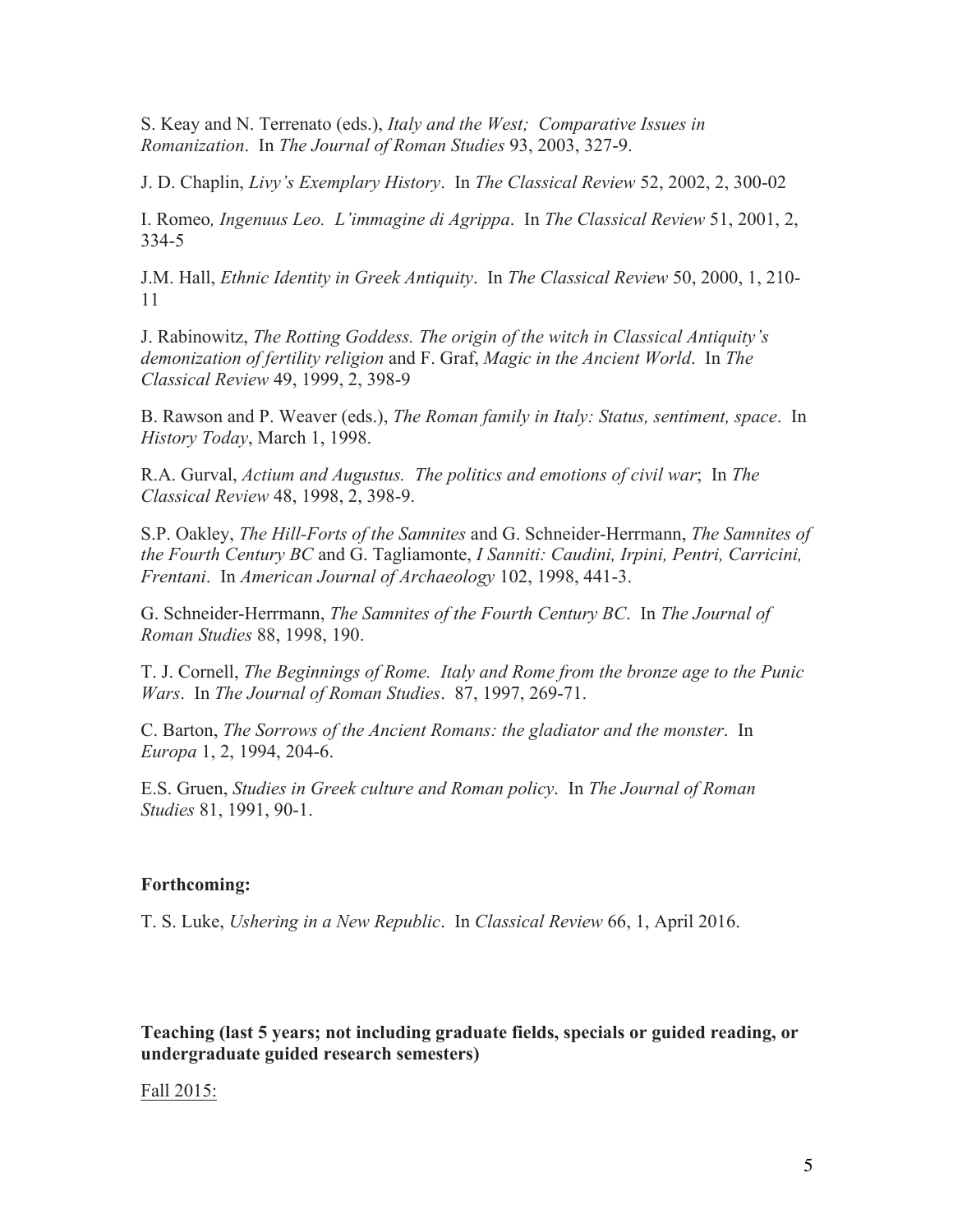S. Keay and N. Terrenato (eds.), *Italy and the West; Comparative Issues in Romanization*. In *The Journal of Roman Studies* 93, 2003, 327-9.

J. D. Chaplin, *Livy's Exemplary History*. In *The Classical Review* 52, 2002, 2, 300-02

I. Romeo*, Ingenuus Leo. L'immagine di Agrippa*. In *The Classical Review* 51, 2001, 2, 334-5

J.M. Hall, *Ethnic Identity in Greek Antiquity*. In *The Classical Review* 50, 2000, 1, 210-11

J. Rabinowitz, *The Rotting Goddess. The origin of the witch in Classical Antiquity's demonization of fertility religion* and F. Graf, *Magic in the Ancient World*. In *The Classical Review* 49, 1999, 2, 398-9

B. Rawson and P. Weaver (eds.), *The Roman family in Italy: Status, sentiment, space*. In *History Today*, March 1, 1998.

R.A. Gurval, *Actium and Augustus. The politics and emotions of civil war*; In *The Classical Review* 48, 1998, 2, 398-9.

S.P. Oakley, *The Hill-Forts of the Samnites* and G. Schneider-Herrmann, *The Samnites of the Fourth Century BC* and G. Tagliamonte, *I Sanniti: Caudini, Irpini, Pentri, Carricini, Frentani*. In *American Journal of Archaeology* 102, 1998, 441-3.

G. Schneider-Herrmann, *The Samnites of the Fourth Century BC*. In *The Journal of Roman Studies* 88, 1998, 190.

T. J. Cornell, *The Beginnings of Rome. Italy and Rome from the bronze age to the Punic Wars*. In *The Journal of Roman Studies*. 87, 1997, 269-71.

C. Barton, *The Sorrows of the Ancient Romans: the gladiator and the monster*. In *Europa* 1, 2, 1994, 204-6.

E.S. Gruen, *Studies in Greek culture and Roman policy*. In *The Journal of Roman Studies* 81, 1991, 90-1.

**Forthcoming:**

T. S. Luke, *Ushering in a New Republic*. In *Classical Review* 66, 1, April 2016.

**Teaching (last 5 years; not including graduate fields, specials or guided reading, or undergraduate guided research semesters)**

Fall 2015: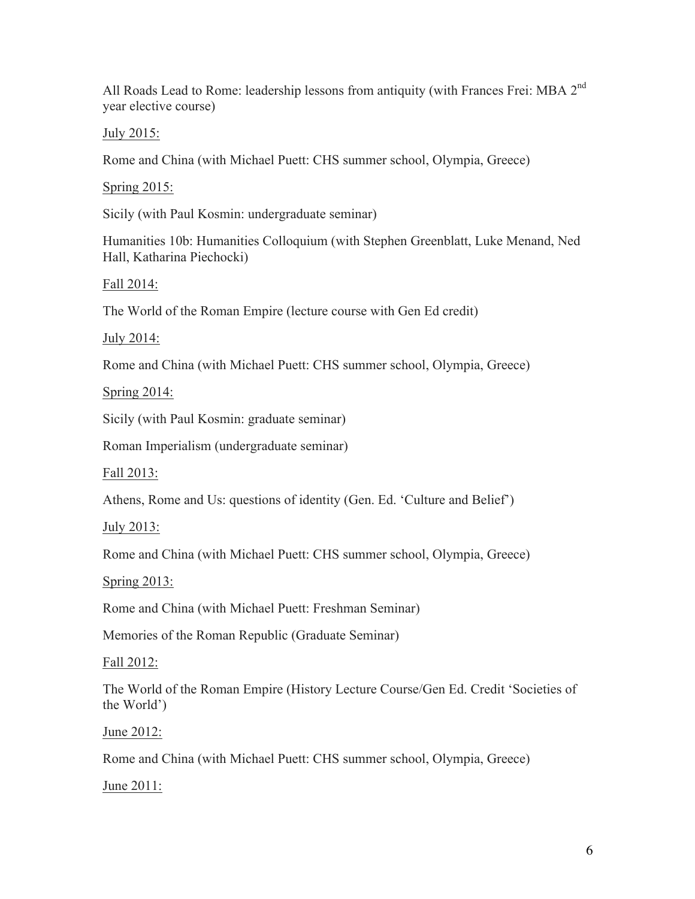All Roads Lead to Rome: leadership lessons from antiquity (with Frances Frei: MBA 2nd year elective course)

July 2015:

Rome and China (with Michael Puett: CHS summer school, Olympia, Greece)

Spring 2015:

Sicily (with Paul Kosmin: undergraduate seminar)

Humanities 10b: Humanities Colloquium (with Stephen Greenblatt, Luke Menand, Ned Hall, Katharina Piechocki)

Fall 2014:

The World of the Roman Empire (lecture course with Gen Ed credit)

July 2014:

Rome and China (with Michael Puett: CHS summer school, Olympia, Greece)

Spring 2014:

Sicily (with Paul Kosmin: graduate seminar)

Roman Imperialism (undergraduate seminar)

Fall 2013:

Athens, Rome and Us: questions of identity (Gen. Ed. 'Culture and Belief')

July 2013:

Rome and China (with Michael Puett: CHS summer school, Olympia, Greece)

Spring 2013:

Rome and China (with Michael Puett: Freshman Seminar)

Memories of the Roman Republic (Graduate Seminar)

Fall 2012:

The World of the Roman Empire (History Lecture Course/Gen Ed. Credit 'Societies of the World')

June 2012:

Rome and China (with Michael Puett: CHS summer school, Olympia, Greece)

June 2011: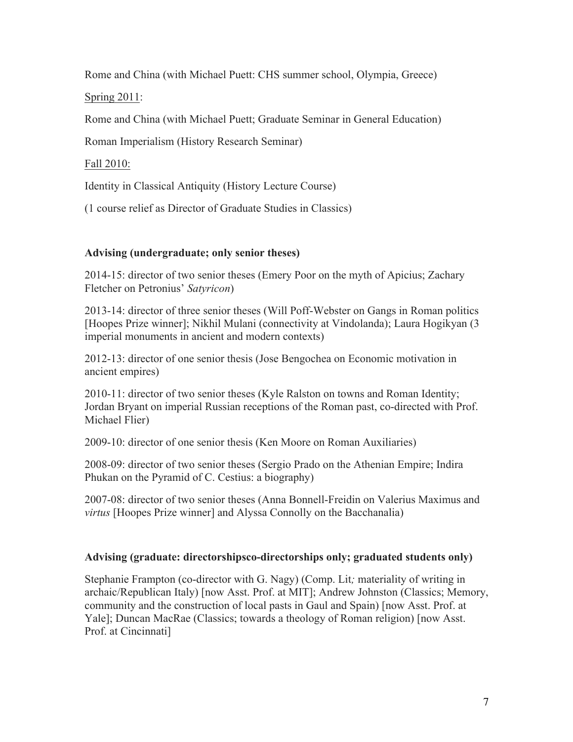Rome and China (with Michael Puett: CHS summer school, Olympia, Greece)

Spring 2011:

Rome and China (with Michael Puett; Graduate Seminar in General Education)

Roman Imperialism (History Research Seminar)

Fall 2010:

Identity in Classical Antiquity (History Lecture Course)

(1 course relief as Director of Graduate Studies in Classics)

**Advising (undergraduate; only senior theses)**

2014-15: director of two senior theses (Emery Poor on the myth of Apicius; Zachary Fletcher on Petronius' *Satyricon*)

2013-14: director of three senior theses (Will Poff-Webster on Gangs in Roman politics [Hoopes Prize winner]; Nikhil Mulani (connectivity at Vindolanda); Laura Hogikyan (3 imperial monuments in ancient and modern contexts)

2012-13: director of one senior thesis (Jose Bengochea on Economic motivation in ancient empires)

2010-11: director of two senior theses (Kyle Ralston on towns and Roman Identity; Jordan Bryant on imperial Russian receptions of the Roman past, co-directed with Prof. Michael Flier)

2009-10: director of one senior thesis (Ken Moore on Roman Auxiliaries)

2008-09: director of two senior theses (Sergio Prado on the Athenian Empire; Indira Phukan on the Pyramid of C. Cestius: a biography)

2007-08: director of two senior theses (Anna Bonnell-Freidin on Valerius Maximus and *virtus* [Hoopes Prize winner] and Alyssa Connolly on the Bacchanalia)

**Advising (graduate: directorshipsco-directorships only; graduated students only)**

Stephanie Frampton (co-director with G. Nagy) (Comp. Lit*;* materiality of writing in archaic/Republican Italy) [now Asst. Prof. at MIT]; Andrew Johnston (Classics; Memory, community and the construction of local pasts in Gaul and Spain) [now Asst. Prof. at Yale]; Duncan MacRae (Classics; towards a theology of Roman religion) [now Asst. Prof. at Cincinnati]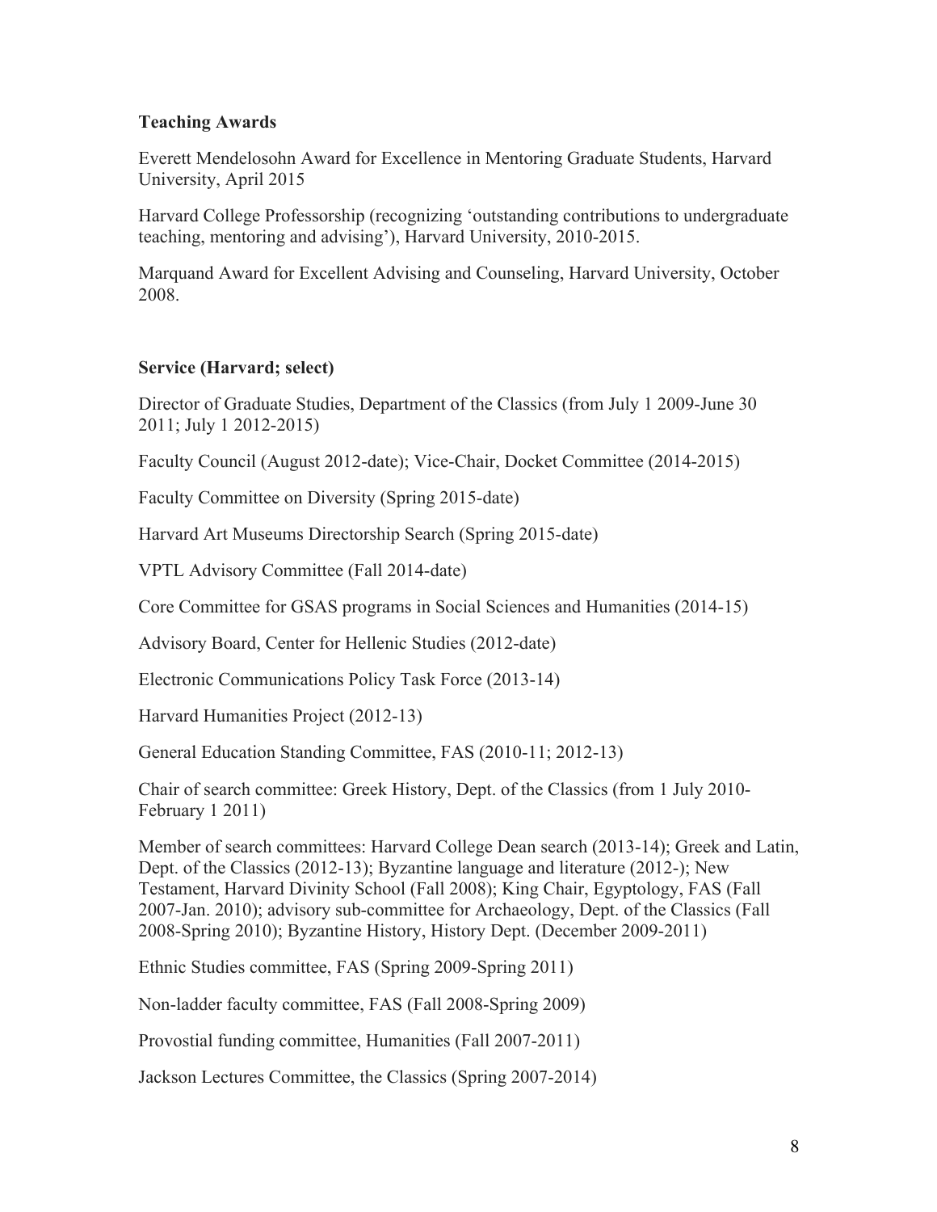**Teaching Awards**

Everett Mendelosohn Award for Excellence in Mentoring Graduate Students, Harvard University, April 2015

Harvard College Professorship (recognizing 'outstanding contributions to undergraduate teaching, mentoring and advising'), Harvard University, 2010-2015.

Marquand Award for Excellent Advising and Counseling, Harvard University, October 2008.

**Service (Harvard; select)**

Director of Graduate Studies, Department of the Classics (from July 1 2009-June 30 2011; July 1 2012-2015)

Faculty Council (August 2012-date); Vice-Chair, Docket Committee (2014-2015)

Faculty Committee on Diversity (Spring 2015-date)

Harvard Art Museums Directorship Search (Spring 2015-date)

VPTL Advisory Committee (Fall 2014-date)

Core Committee for GSAS programs in Social Sciences and Humanities (2014-15)

Advisory Board, Center for Hellenic Studies (2012-date)

Electronic Communications Policy Task Force (2013-14)

Harvard Humanities Project (2012-13)

General Education Standing Committee, FAS (2010-11; 2012-13)

Chair of search committee: Greek History, Dept. of the Classics (from 1 July 2010-February 1 2011)

Member of search committees: Harvard College Dean search (2013-14); Greek and Latin, Dept. of the Classics (2012-13); Byzantine language and literature (2012-); New Testament, Harvard Divinity School (Fall 2008); King Chair, Egyptology, FAS (Fall 2007-Jan. 2010); advisory sub-committee for Archaeology, Dept. of the Classics (Fall 2008-Spring 2010); Byzantine History, History Dept. (December 2009-2011)

Ethnic Studies committee, FAS (Spring 2009-Spring 2011)

Non-ladder faculty committee, FAS (Fall 2008-Spring 2009)

Provostial funding committee, Humanities (Fall 2007-2011)

Jackson Lectures Committee, the Classics (Spring 2007-2014)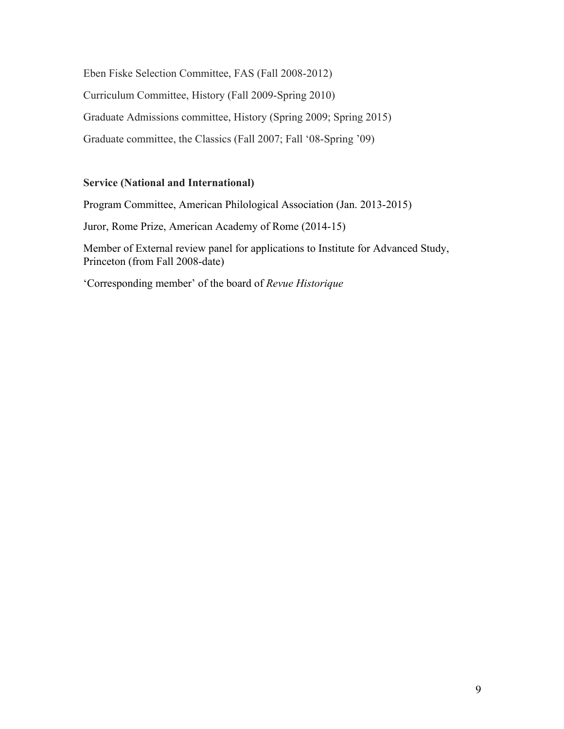Eben Fiske Selection Committee, FAS (Fall 2008-2012)

Curriculum Committee, History (Fall 2009-Spring 2010)

Graduate Admissions committee, History (Spring 2009; Spring 2015)

Graduate committee, the Classics (Fall 2007; Fall '08-Spring '09)

**Service (National and International)**

Program Committee, American Philological Association (Jan. 2013-2015)

Juror, Rome Prize, American Academy of Rome (2014-15)

Member of External review panel for applications to Institute for Advanced Study, Princeton (from Fall 2008-date)

'Corresponding member' of the board of *Revue Historique*